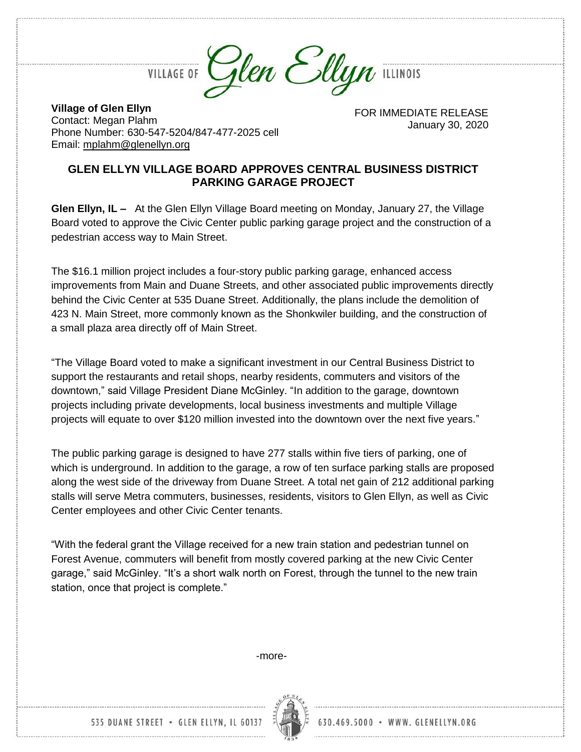VILLAGE OF *Glen Ellyn* ILLINOIS

**Village of Glen Ellyn**
Contact: Megan Plahm
Phone Number: 630-547-5204/847-477-2025 cell
Email: mplahm@glenellyn.org

FOR IMMEDIATE RELEASE
January 30, 2020

## GLEN ELLYN VILLAGE BOARD APPROVES CENTRAL BUSINESS DISTRICT PARKING GARAGE PROJECT

**Glen Ellyn, IL –** At the Glen Ellyn Village Board meeting on Monday, January 27, the Village Board voted to approve the Civic Center public parking garage project and the construction of a pedestrian access way to Main Street.

The $16.1 million project includes a four-story public parking garage, enhanced access improvements from Main and Duane Streets, and other associated public improvements directly behind the Civic Center at 535 Duane Street. Additionally, the plans include the demolition of 423 N. Main Street, more commonly known as the Shonkwiler building, and the construction of a small plaza area directly off of Main Street.

"The Village Board voted to make a significant investment in our Central Business District to support the restaurants and retail shops, nearby residents, commuters and visitors of the downtown," said Village President Diane McGinley. "In addition to the garage, downtown projects including private developments, local business investments and multiple Village projects will equate to over $120 million invested into the downtown over the next five years."

The public parking garage is designed to have 277 stalls within five tiers of parking, one of which is underground. In addition to the garage, a row of ten surface parking stalls are proposed along the west side of the driveway from Duane Street. A total net gain of 212 additional parking stalls will serve Metra commuters, businesses, residents, visitors to Glen Ellyn, as well as Civic Center employees and other Civic Center tenants.

"With the federal grant the Village received for a new train station and pedestrian tunnel on Forest Avenue, commuters will benefit from mostly covered parking at the new Civic Center garage," said McGinley. "It's a short walk north on Forest, through the tunnel to the new train station, once that project is complete."

-more-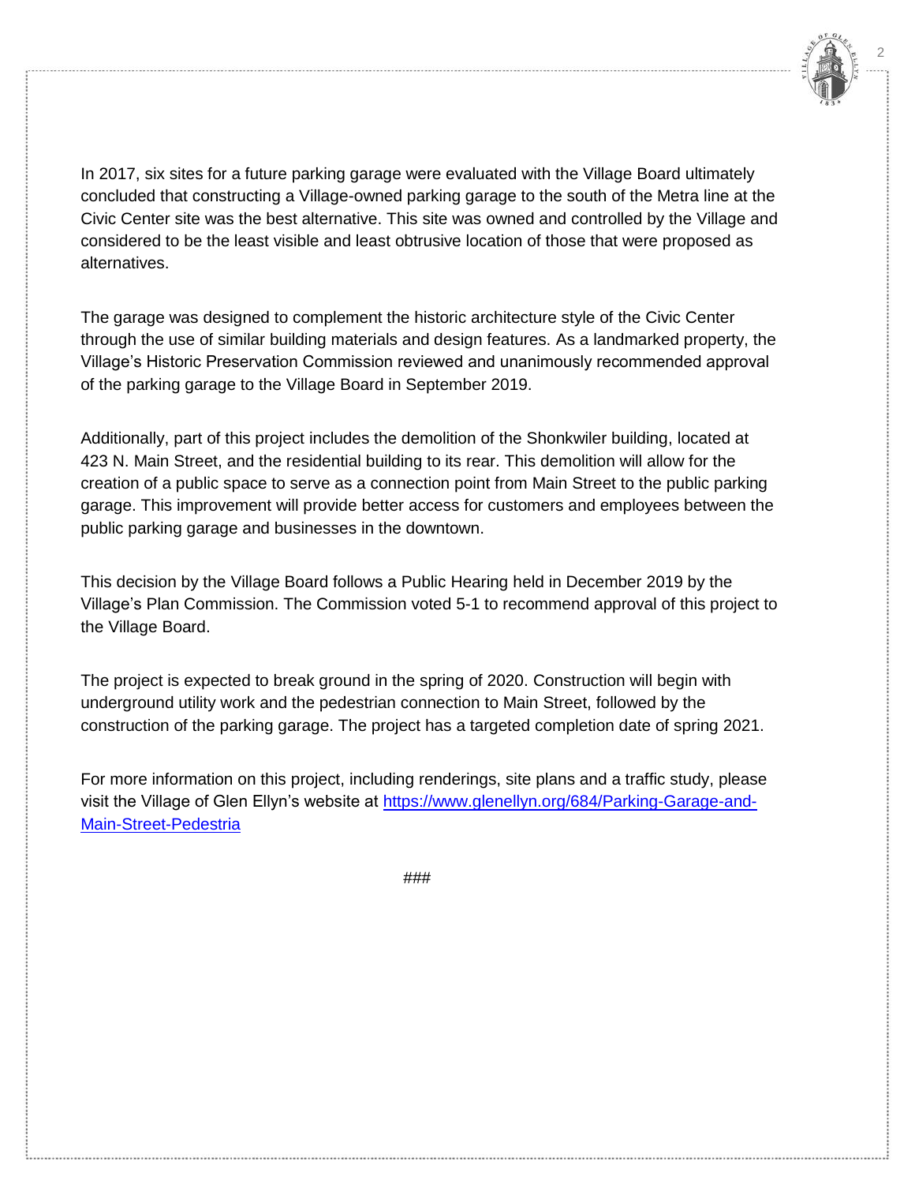In 2017, six sites for a future parking garage were evaluated with the Village Board ultimately concluded that constructing a Village-owned parking garage to the south of the Metra line at the Civic Center site was the best alternative. This site was owned and controlled by the Village and considered to be the least visible and least obtrusive location of those that were proposed as alternatives.

The garage was designed to complement the historic architecture style of the Civic Center through the use of similar building materials and design features. As a landmarked property, the Village's Historic Preservation Commission reviewed and unanimously recommended approval of the parking garage to the Village Board in September 2019.

Additionally, part of this project includes the demolition of the Shonkwiler building, located at 423 N. Main Street, and the residential building to its rear. This demolition will allow for the creation of a public space to serve as a connection point from Main Street to the public parking garage. This improvement will provide better access for customers and employees between the public parking garage and businesses in the downtown.

This decision by the Village Board follows a Public Hearing held in December 2019 by the Village's Plan Commission. The Commission voted 5-1 to recommend approval of this project to the Village Board.

The project is expected to break ground in the spring of 2020. Construction will begin with underground utility work and the pedestrian connection to Main Street, followed by the construction of the parking garage. The project has a targeted completion date of spring 2021.

For more information on this project, including renderings, site plans and a traffic study, please visit the Village of Glen Ellyn's website at [https://www.glenellyn.org/684/Parking-Garage-and-Main-Street-Pedestria](https://www.glenellyn.org/684/Parking-Garage-and-Main-Street-Pedestria)

###